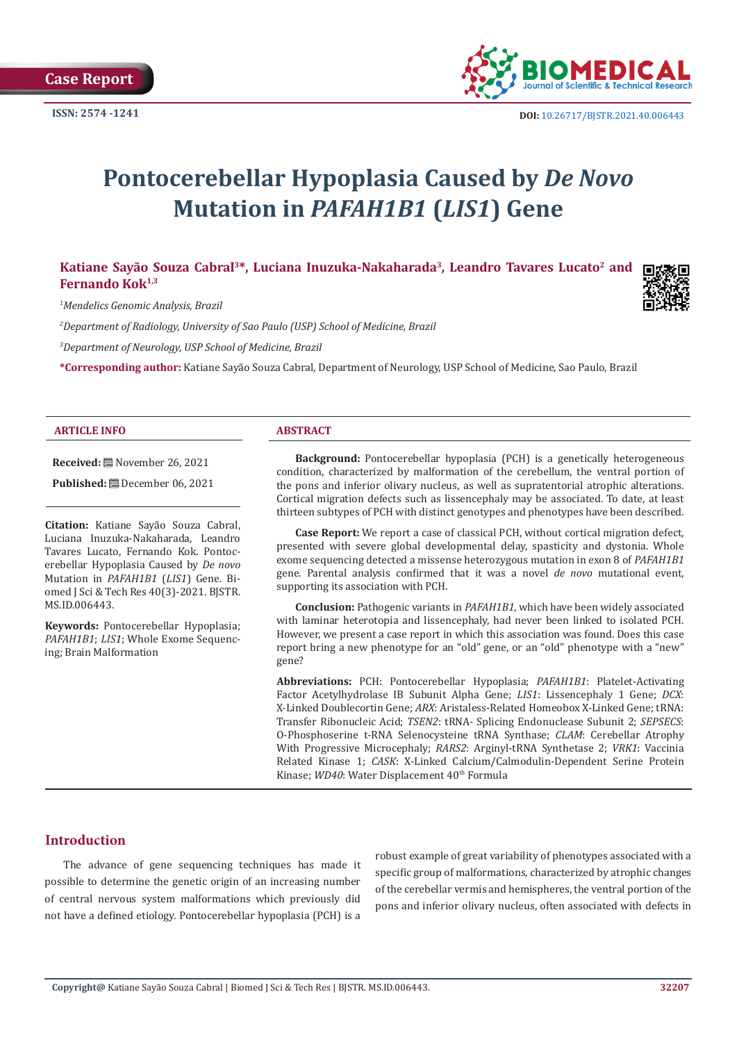Case Report

ISSN: 2574 -1241

DOI: 10.26717/BJSTR.2021.40.006443

# Pontocerebellar Hypoplasia Caused by *De Novo* Mutation in *PAFAH1B1* (*LIS1*) Gene

**Katiane Sayão Souza Cabral[3]\*, Luciana Inuzuka-Nakaharada[3], Leandro Tavares Lucato[2] and Fernando Kok[1,3]**

[1]*Mendelics Genomic Analysis, Brazil*

[2]*Department of Radiology, University of Sao Paulo (USP) School of Medicine, Brazil*

[3]*Department of Neurology, USP School of Medicine, Brazil*

**\*Corresponding author:** Katiane Sayão Souza Cabral, Department of Neurology, USP School of Medicine, Sao Paulo, Brazil

## ARTICLE INFO

**Received:** November 26, 2021

**Published:** December 06, 2021

**Citation:** Katiane Sayão Souza Cabral, Luciana Inuzuka-Nakaharada, Leandro Tavares Lucato, Fernando Kok. Pontocerebellar Hypoplasia Caused by *De novo* Mutation in *PAFAH1B1* (*LIS1*) Gene. Biomed J Sci & Tech Res 40(3)-2021. BJSTR. MS.ID.006443.

**Keywords:** Pontocerebellar Hypoplasia; *PAFAH1B1*; *LIS1*; Whole Exome Sequencing; Brain Malformation

## ABSTRACT

**Background:** Pontocerebellar hypoplasia (PCH) is a genetically heterogeneous condition, characterized by malformation of the cerebellum, the ventral portion of the pons and inferior olivary nucleus, as well as supratentorial atrophic alterations. Cortical migration defects such as lissencephaly may be associated. To date, at least thirteen subtypes of PCH with distinct genotypes and phenotypes have been described.

**Case Report:** We report a case of classical PCH, without cortical migration defect, presented with severe global developmental delay, spasticity and dystonia. Whole exome sequencing detected a missense heterozygous mutation in exon 8 of *PAFAH1B1* gene. Parental analysis confirmed that it was a novel *de novo* mutational event, supporting its association with PCH.

**Conclusion:** Pathogenic variants in *PAFAH1B1*, which have been widely associated with laminar heterotopia and lissencephaly, had never been linked to isolated PCH. However, we present a case report in which this association was found. Does this case report bring a new phenotype for an "old" gene, or an "old" phenotype with a "new" gene?

**Abbreviations:** PCH: Pontocerebellar Hypoplasia; *PAFAH1B1*: Platelet-Activating Factor Acetylhydrolase IB Subunit Alpha Gene; *LIS1*: Lissencephaly 1 Gene; *DCX*: X-Linked Doublecortin Gene; *ARX*: Aristaless-Related Homeobox X-Linked Gene; tRNA: Transfer Ribonucleic Acid; *TSEN2*: tRNA- Splicing Endonuclease Subunit 2; *SEPSECS*: O-Phosphoserine t-RNA Selenocysteine tRNA Synthase; *CLAM*: Cerebellar Atrophy With Progressive Microcephaly; *RARS2*: Arginyl-tRNA Synthetase 2; *VRK1*: Vaccinia Related Kinase 1; *CASK*: X-Linked Calcium/Calmodulin-Dependent Serine Protein Kinase; *WD40*: Water Displacement 40th Formula

## Introduction

The advance of gene sequencing techniques has made it possible to determine the genetic origin of an increasing number of central nervous system malformations which previously did not have a defined etiology. Pontocerebellar hypoplasia (PCH) is a robust example of great variability of phenotypes associated with a specific group of malformations, characterized by atrophic changes of the cerebellar vermis and hemispheres, the ventral portion of the pons and inferior olivary nucleus, often associated with defects in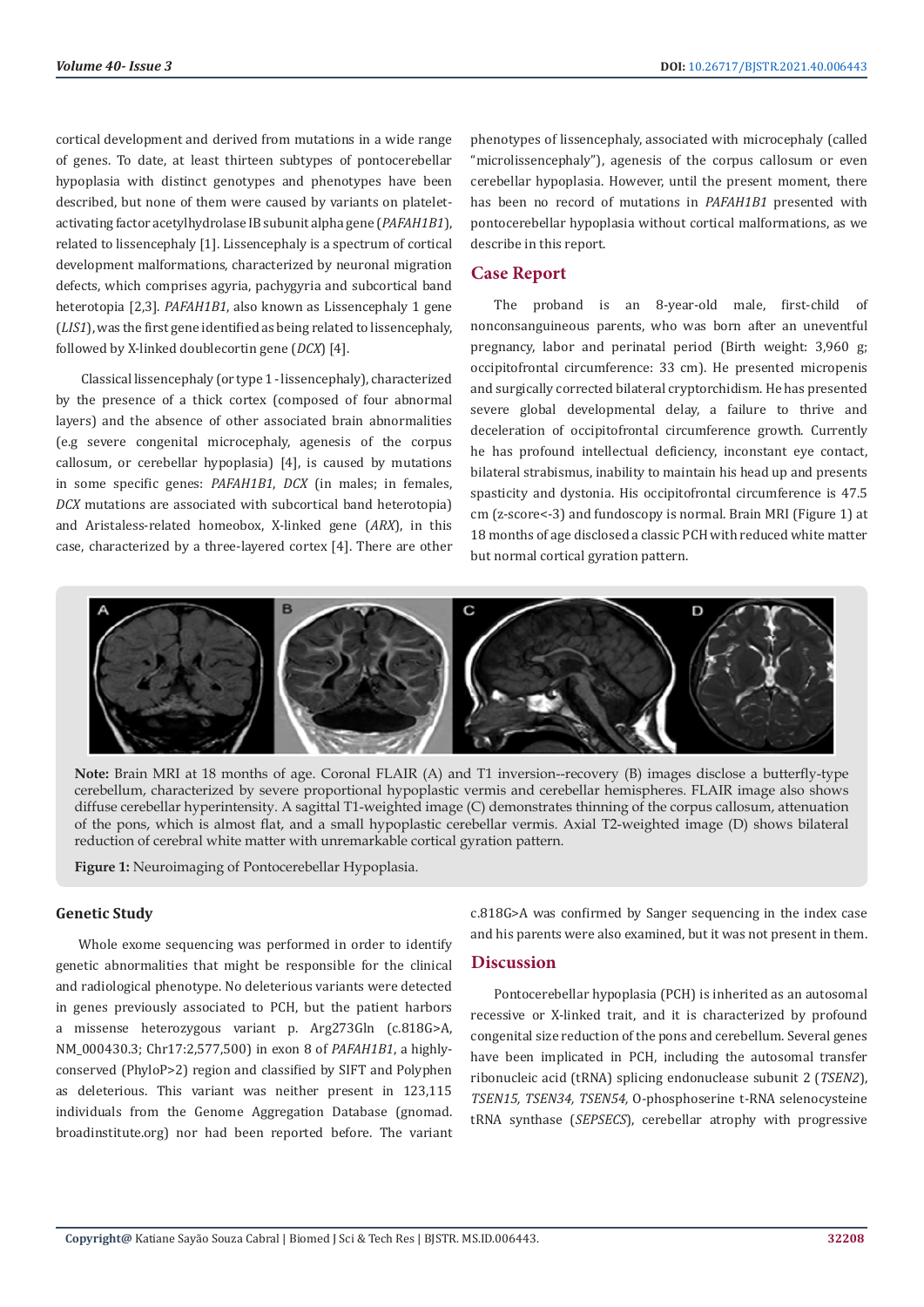cortical development and derived from mutations in a wide range of genes. To date, at least thirteen subtypes of pontocerebellar hypoplasia with distinct genotypes and phenotypes have been described, but none of them were caused by variants on platelet-activating factor acetylhydrolase IB subunit alpha gene (*PAFAH1B1*), related to lissencephaly [1]. Lissencephaly is a spectrum of cortical development malformations, characterized by neuronal migration defects, which comprises agyria, pachygyria and subcortical band heterotopia [2,3]. *PAFAH1B1*, also known as Lissencephaly 1 gene (*LIS1*), was the first gene identified as being related to lissencephaly, followed by X-linked doublecortin gene (*DCX*) [4].

Classical lissencephaly (or type 1 - lissencephaly), characterized by the presence of a thick cortex (composed of four abnormal layers) and the absence of other associated brain abnormalities (e.g severe congenital microcephaly, agenesis of the corpus callosum, or cerebellar hypoplasia) [4], is caused by mutations in some specific genes: *PAFAH1B1*, *DCX* (in males; in females, *DCX* mutations are associated with subcortical band heterotopia) and Aristaless-related homeobox, X-linked gene (*ARX*), in this case, characterized by a three-layered cortex [4]. There are other phenotypes of lissencephaly, associated with microcephaly (called "microlissencephaly"), agenesis of the corpus callosum or even cerebellar hypoplasia. However, until the present moment, there has been no record of mutations in *PAFAH1B1* presented with pontocerebellar hypoplasia without cortical malformations, as we describe in this report.

## Case Report

The proband is an 8-year-old male, first-child of nonconsanguineous parents, who was born after an uneventful pregnancy, labor and perinatal period (Birth weight: 3,960 g; occipitofrontal circumference: 33 cm). He presented micropenis and surgically corrected bilateral cryptorchidism. He has presented severe global developmental delay, a failure to thrive and deceleration of occipitofrontal circumference growth. Currently he has profound intellectual deficiency, inconstant eye contact, bilateral strabismus, inability to maintain his head up and presents spasticity and dystonia. His occipitofrontal circumference is 47.5 cm (z-score<-3) and fundoscopy is normal. Brain MRI (Figure 1) at 18 months of age disclosed a classic PCH with reduced white matter but normal cortical gyration pattern.

**Note:** Brain MRI at 18 months of age. Coronal FLAIR (A) and T1 inversion--recovery (B) images disclose a butterfly-type cerebellum, characterized by severe proportional hypoplastic vermis and cerebellar hemispheres. FLAIR image also shows diffuse cerebellar hyperintensity. A sagittal T1-weighted image (C) demonstrates thinning of the corpus callosum, attenuation of the pons, which is almost flat, and a small hypoplastic cerebellar vermis. Axial T2-weighted image (D) shows bilateral reduction of cerebral white matter with unremarkable cortical gyration pattern.

**Figure 1:** Neuroimaging of Pontocerebellar Hypoplasia.

### Genetic Study

Whole exome sequencing was performed in order to identify genetic abnormalities that might be responsible for the clinical and radiological phenotype. No deleterious variants were detected in genes previously associated to PCH, but the patient harbors a missense heterozygous variant p. Arg273Gln (c.818G>A, NM_000430.3; Chr17:2,577,500) in exon 8 of *PAFAH1B1*, a highly-conserved (PhyloP>2) region and classified by SIFT and Polyphen as deleterious. This variant was neither present in 123,115 individuals from the Genome Aggregation Database (gnomad.broadinstitute.org) nor had been reported before. The variant c.818G>A was confirmed by Sanger sequencing in the index case and his parents were also examined, but it was not present in them.

## Discussion

Pontocerebellar hypoplasia (PCH) is inherited as an autosomal recessive or X-linked trait, and it is characterized by profound congenital size reduction of the pons and cerebellum. Several genes have been implicated in PCH, including the autosomal transfer ribonucleic acid (tRNA) splicing endonuclease subunit 2 (*TSEN2*), *TSEN15, TSEN34, TSEN54,* O-phosphoserine t-RNA selenocysteine tRNA synthase (*SEPSECS*), cerebellar atrophy with progressive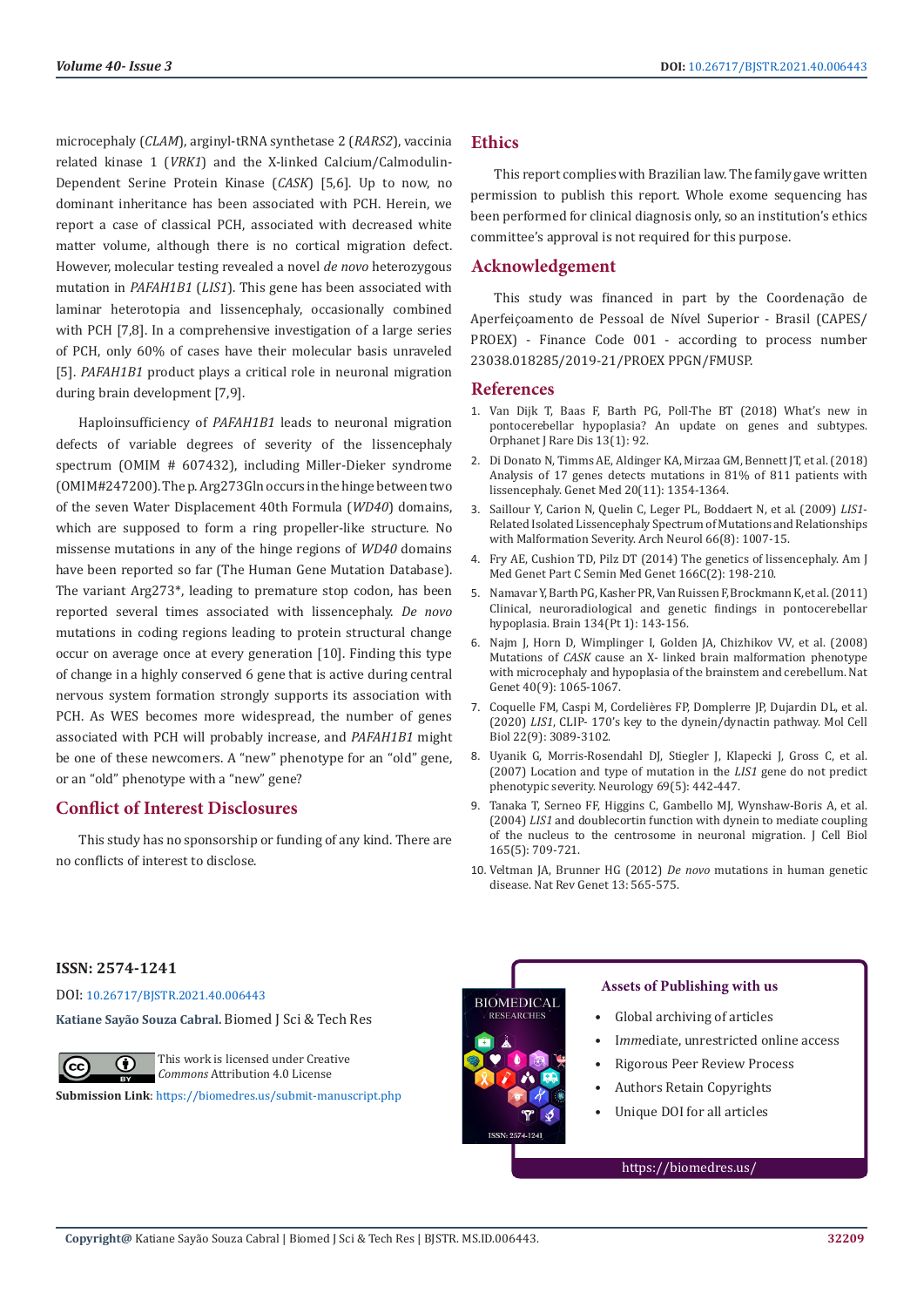microcephaly (*CLAM*), arginyl-tRNA synthetase 2 (*RARS2*), vaccinia related kinase 1 (*VRK1*) and the X-linked Calcium/Calmodulin-Dependent Serine Protein Kinase (*CASK*) [5,6]. Up to now, no dominant inheritance has been associated with PCH. Herein, we report a case of classical PCH, associated with decreased white matter volume, although there is no cortical migration defect. However, molecular testing revealed a novel *de novo* heterozygous mutation in *PAFAH1B1* (*LIS1*). This gene has been associated with laminar heterotopia and lissencephaly, occasionally combined with PCH [7,8]. In a comprehensive investigation of a large series of PCH, only 60% of cases have their molecular basis unraveled [5]. *PAFAH1B1* product plays a critical role in neuronal migration during brain development [7,9].

Haploinsufficiency of *PAFAH1B1* leads to neuronal migration defects of variable degrees of severity of the lissencephaly spectrum (OMIM # 607432), including Miller-Dieker syndrome (OMIM#247200). The p. Arg273Gln occurs in the hinge between two of the seven Water Displacement 40th Formula (*WD40*) domains, which are supposed to form a ring propeller-like structure. No missense mutations in any of the hinge regions of *WD40* domains have been reported so far (The Human Gene Mutation Database). The variant Arg273*, leading to premature stop codon, has been reported several times associated with lissencephaly. *De novo* mutations in coding regions leading to protein structural change occur on average once at every generation [10]. Finding this type of change in a highly conserved 6 gene that is active during central nervous system formation strongly supports its association with PCH. As WES becomes more widespread, the number of genes associated with PCH will probably increase, and *PAFAH1B1* might be one of these newcomers. A "new" phenotype for an "old" gene, or an "old" phenotype with a "new" gene?

## Conflict of Interest Disclosures

This study has no sponsorship or funding of any kind. There are no conflicts of interest to disclose.

## Ethics

This report complies with Brazilian law. The family gave written permission to publish this report. Whole exome sequencing has been performed for clinical diagnosis only, so an institution's ethics committee's approval is not required for this purpose.

## Acknowledgement

This study was financed in part by the Coordenação de Aperfeiçoamento de Pessoal de Nível Superior - Brasil (CAPES/PROEX) - Finance Code 001 - according to process number 23038.018285/2019-21/PROEX PPGN/FMUSP.

## References

1. Van Dijk T, Baas F, Barth PG, Poll-The BT (2018) What's new in pontocerebellar hypoplasia? An update on genes and subtypes. Orphanet J Rare Dis 13(1): 92.
2. Di Donato N, Timms AE, Aldinger KA, Mirzaa GM, Bennett JT, et al. (2018) Analysis of 17 genes detects mutations in 81% of 811 patients with lissencephaly. Genet Med 20(11): 1354-1364.
3. Saillour Y, Carion N, Quelin C, Leger PL, Boddaert N, et al. (2009) *LIS1*-Related Isolated Lissencephaly Spectrum of Mutations and Relationships with Malformation Severity. Arch Neurol 66(8): 1007-15.
4. Fry AE, Cushion TD, Pilz DT (2014) The genetics of lissencephaly. Am J Med Genet Part C Semin Med Genet 166C(2): 198-210.
5. Namavar Y, Barth PG, Kasher PR, Van Ruissen F, Brockmann K, et al. (2011) Clinical, neuroradiological and genetic findings in pontocerebellar hypoplasia. Brain 134(Pt 1): 143-156.
6. Najm J, Horn D, Wimplinger I, Golden JA, Chizhikov VV, et al. (2008) Mutations of *CASK* cause an X- linked brain malformation phenotype with microcephaly and hypoplasia of the brainstem and cerebellum. Nat Genet 40(9): 1065-1067.
7. Coquelle FM, Caspi M, Cordelières FP, Domplerre JP, Dujardin DL, et al. (2020) *LIS1*, CLIP- 170's key to the dynein/dynactin pathway. Mol Cell Biol 22(9): 3089-3102.
8. Uyanik G, Morris-Rosendahl DJ, Stiegler J, Klapecki J, Gross C, et al. (2007) Location and type of mutation in the *LIS1* gene do not predict phenotypic severity. Neurology 69(5): 442-447.
9. Tanaka T, Serneo FF, Higgins C, Gambello MJ, Wynshaw-Boris A, et al. (2004) *LIS1* and doublecortin function with dynein to mediate coupling of the nucleus to the centrosome in neuronal migration. J Cell Biol 165(5): 709-721.
10. Veltman JA, Brunner HG (2012) *De novo* mutations in human genetic disease. Nat Rev Genet 13: 565-575.

**ISSN: 2574-1241**

DOI: 10.26717/BJSTR.2021.40.006443

**Katiane Sayão Souza Cabral.** Biomed J Sci & Tech Res

This work is licensed under Creative *Commons* Attribution 4.0 License

**Submission Link**: https://biomedres.us/submit-manuscript.php

**Assets of Publishing with us**

- Global archiving of articles
- Immediate, unrestricted online access
- Rigorous Peer Review Process
- Authors Retain Copyrights
- Unique DOI for all articles

https://biomedres.us/